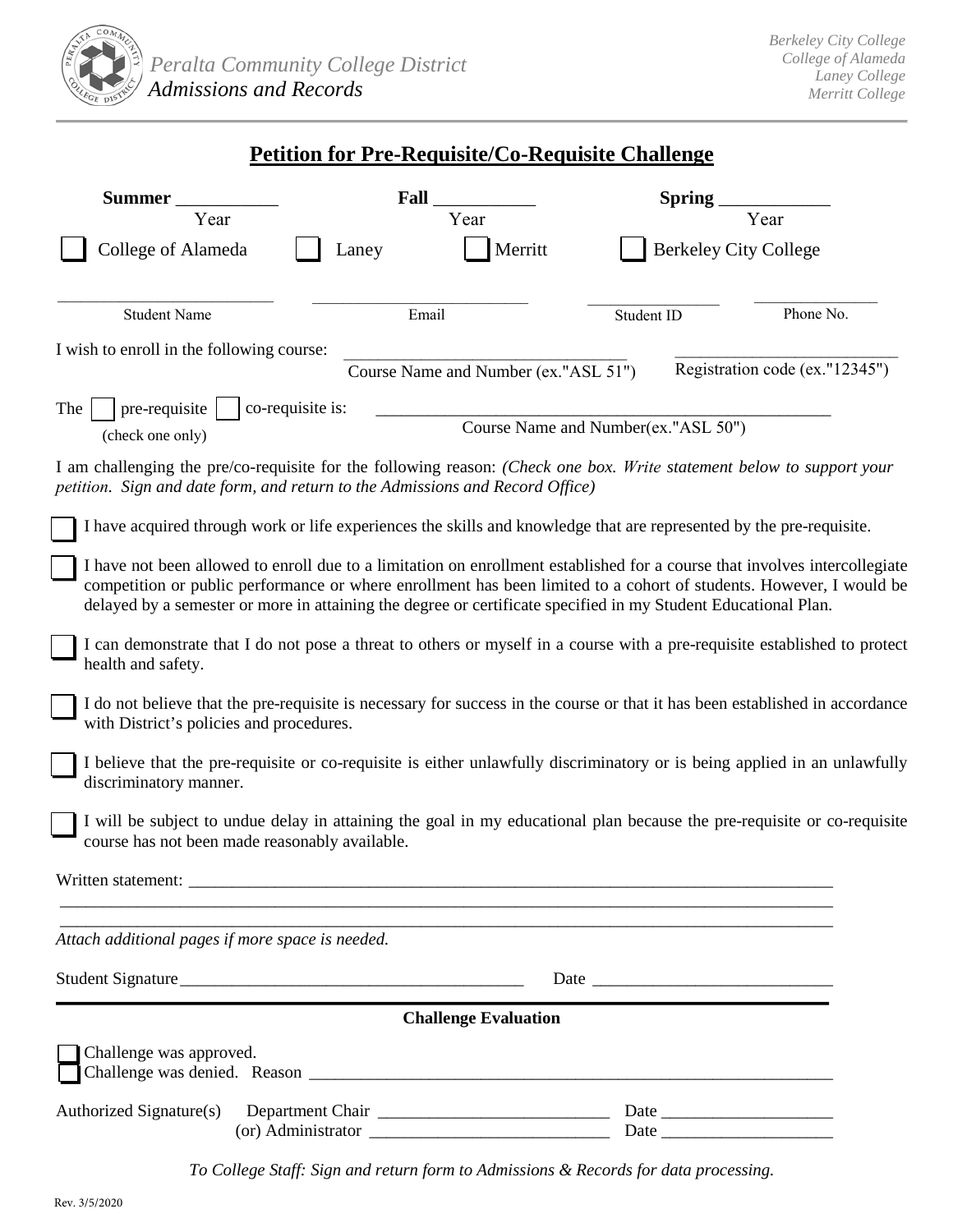Peralta Community College District
*Admissions and Records*

*Berkeley City College*
*College of Alameda*
*Laney College*
*Merritt College*

## Petition for Pre-Requisite/Co-Requisite Challenge

**Summer** ___________ Year **Fall** ___________ Year **Spring** ____________ Year

☐ College of Alameda ☐ Laney ☐ Merritt ☐ Berkeley City College

_________________________ _________________________ ________________ _______________
Student Name Email Student ID Phone No.

I wish to enroll in the following course: _________________________________ _________________________
Course Name and Number (ex."ASL 51") Registration code (ex."12345")

The ☐ pre-requisite ☐ co-requisite is: ____________________________________________________
(check one only) Course Name and Number(ex."ASL 50")

I am challenging the pre/co-requisite for the following reason: *(Check one box. Write statement below to support your petition. Sign and date form, and return to the Admissions and Record Office)*

☐ I have acquired through work or life experiences the skills and knowledge that are represented by the pre-requisite.

☐ I have not been allowed to enroll due to a limitation on enrollment established for a course that involves intercollegiate competition or public performance or where enrollment has been limited to a cohort of students. However, I would be delayed by a semester or more in attaining the degree or certificate specified in my Student Educational Plan.

☐ I can demonstrate that I do not pose a threat to others or myself in a course with a pre-requisite established to protect health and safety.

☐ I do not believe that the pre-requisite is necessary for success in the course or that it has been established in accordance with District's policies and procedures.

☐ I believe that the pre-requisite or co-requisite is either unlawfully discriminatory or is being applied in an unlawfully discriminatory manner.

☐ I will be subject to undue delay in attaining the goal in my educational plan because the pre-requisite or co-requisite course has not been made reasonably available.

Written statement: ______________________________________________________________________________
_____________________________________________________________________________________________
_____________________________________________________________________________________________
*Attach additional pages if more space is needed.*

Student Signature_______________________________________ Date ___________________________

**Challenge Evaluation**

☐ Challenge was approved.
☐ Challenge was denied. Reason ______________________________________________________________

Authorized Signature(s) Department Chair ___________________________ Date ____________________
(or) Administrator ___________________________ Date ____________________

*To College Staff: Sign and return form to Admissions & Records for data processing.*

Rev. 3/5/2020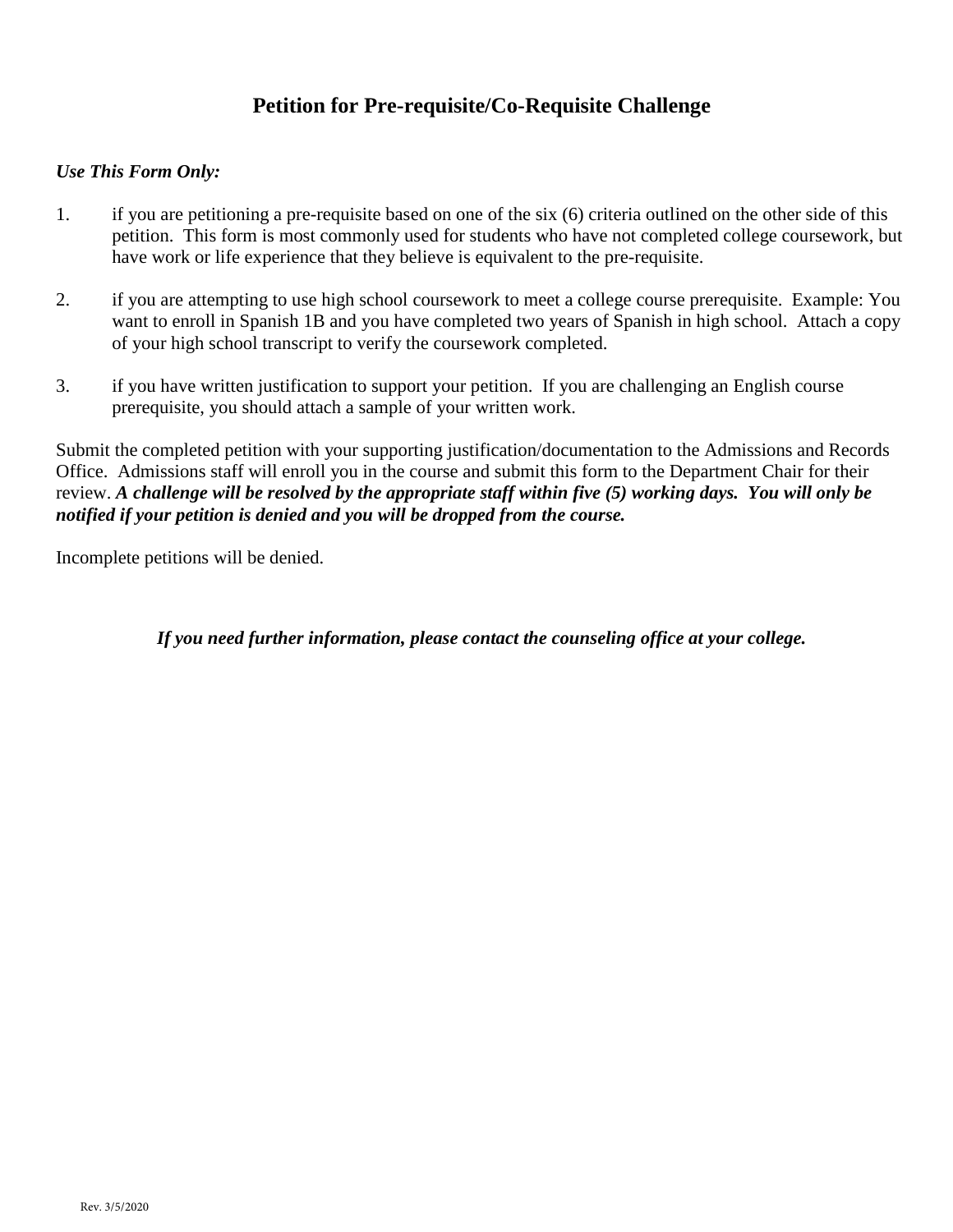## Petition for Pre-requisite/Co-Requisite Challenge

***Use This Form Only:***

1. if you are petitioning a pre-requisite based on one of the six (6) criteria outlined on the other side of this petition. This form is most commonly used for students who have not completed college coursework, but have work or life experience that they believe is equivalent to the pre-requisite.

2. if you are attempting to use high school coursework to meet a college course prerequisite. Example: You want to enroll in Spanish 1B and you have completed two years of Spanish in high school. Attach a copy of your high school transcript to verify the coursework completed.

3. if you have written justification to support your petition. If you are challenging an English course prerequisite, you should attach a sample of your written work.

Submit the completed petition with your supporting justification/documentation to the Admissions and Records Office. Admissions staff will enroll you in the course and submit this form to the Department Chair for their review. ***A challenge will be resolved by the appropriate staff within five (5) working days. You will only be notified if your petition is denied and you will be dropped from the course.***

Incomplete petitions will be denied.

***If you need further information, please contact the counseling office at your college.***

Rev. 3/5/2020